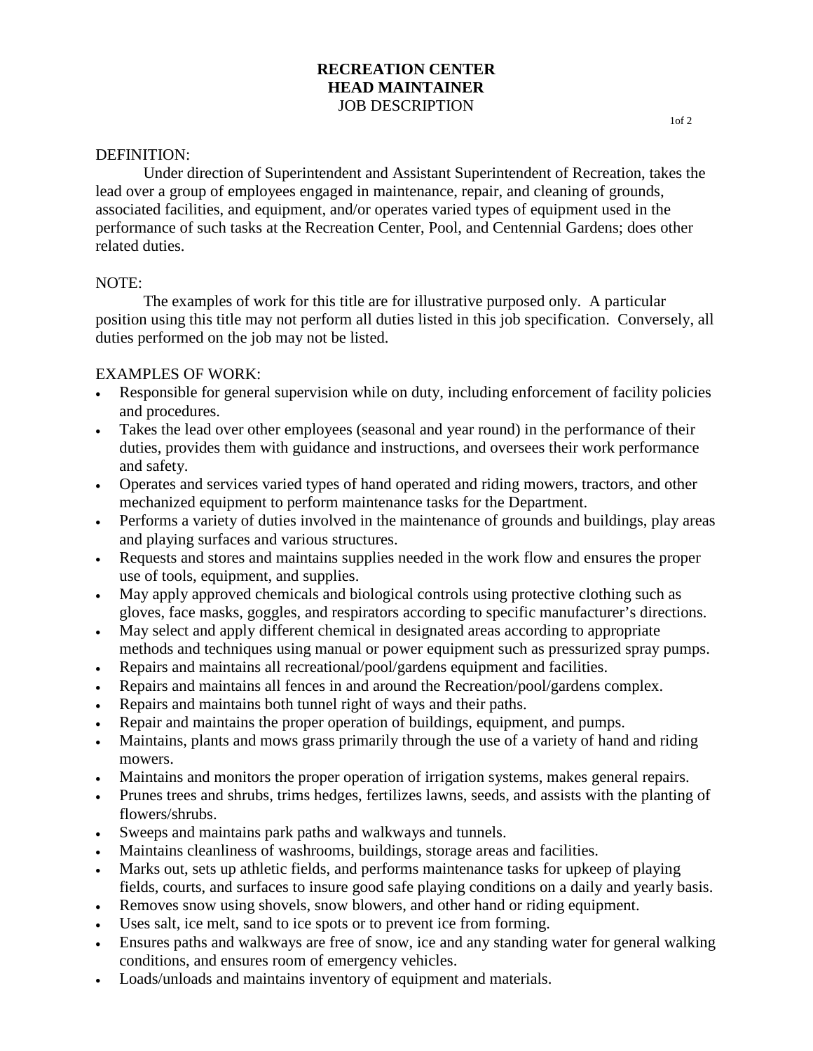# RECREATION CENTER
# HEAD MAINTAINER
JOB DESCRIPTION

DEFINITION:

Under direction of Superintendent and Assistant Superintendent of Recreation, takes the lead over a group of employees engaged in maintenance, repair, and cleaning of grounds, associated facilities, and equipment, and/or operates varied types of equipment used in the performance of such tasks at the Recreation Center, Pool, and Centennial Gardens; does other related duties.

NOTE:

The examples of work for this title are for illustrative purposed only. A particular position using this title may not perform all duties listed in this job specification. Conversely, all duties performed on the job may not be listed.

EXAMPLES OF WORK:

- Responsible for general supervision while on duty, including enforcement of facility policies and procedures.
- Takes the lead over other employees (seasonal and year round) in the performance of their duties, provides them with guidance and instructions, and oversees their work performance and safety.
- Operates and services varied types of hand operated and riding mowers, tractors, and other mechanized equipment to perform maintenance tasks for the Department.
- Performs a variety of duties involved in the maintenance of grounds and buildings, play areas and playing surfaces and various structures.
- Requests and stores and maintains supplies needed in the work flow and ensures the proper use of tools, equipment, and supplies.
- May apply approved chemicals and biological controls using protective clothing such as gloves, face masks, goggles, and respirators according to specific manufacturer's directions.
- May select and apply different chemical in designated areas according to appropriate methods and techniques using manual or power equipment such as pressurized spray pumps.
- Repairs and maintains all recreational/pool/gardens equipment and facilities.
- Repairs and maintains all fences in and around the Recreation/pool/gardens complex.
- Repairs and maintains both tunnel right of ways and their paths.
- Repair and maintains the proper operation of buildings, equipment, and pumps.
- Maintains, plants and mows grass primarily through the use of a variety of hand and riding mowers.
- Maintains and monitors the proper operation of irrigation systems, makes general repairs.
- Prunes trees and shrubs, trims hedges, fertilizes lawns, seeds, and assists with the planting of flowers/shrubs.
- Sweeps and maintains park paths and walkways and tunnels.
- Maintains cleanliness of washrooms, buildings, storage areas and facilities.
- Marks out, sets up athletic fields, and performs maintenance tasks for upkeep of playing fields, courts, and surfaces to insure good safe playing conditions on a daily and yearly basis.
- Removes snow using shovels, snow blowers, and other hand or riding equipment.
- Uses salt, ice melt, sand to ice spots or to prevent ice from forming.
- Ensures paths and walkways are free of snow, ice and any standing water for general walking conditions, and ensures room of emergency vehicles.
- Loads/unloads and maintains inventory of equipment and materials.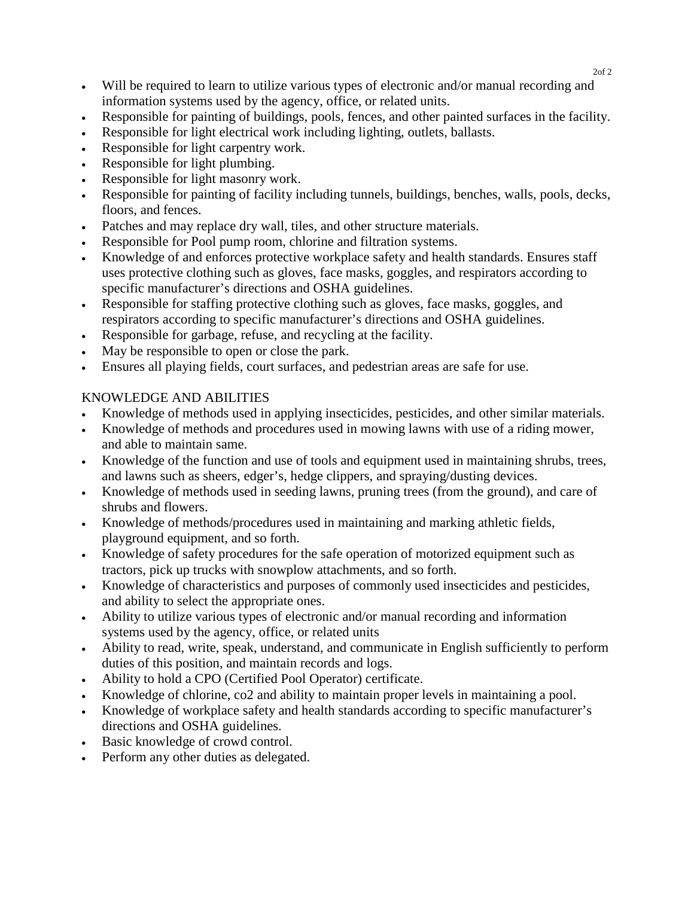- Will be required to learn to utilize various types of electronic and/or manual recording and information systems used by the agency, office, or related units.
- Responsible for painting of buildings, pools, fences, and other painted surfaces in the facility.
- Responsible for light electrical work including lighting, outlets, ballasts.
- Responsible for light carpentry work.
- Responsible for light plumbing.
- Responsible for light masonry work.
- Responsible for painting of facility including tunnels, buildings, benches, walls, pools, decks, floors, and fences.
- Patches and may replace dry wall, tiles, and other structure materials.
- Responsible for Pool pump room, chlorine and filtration systems.
- Knowledge of and enforces protective workplace safety and health standards. Ensures staff uses protective clothing such as gloves, face masks, goggles, and respirators according to specific manufacturer's directions and OSHA guidelines.
- Responsible for staffing protective clothing such as gloves, face masks, goggles, and respirators according to specific manufacturer's directions and OSHA guidelines.
- Responsible for garbage, refuse, and recycling at the facility.
- May be responsible to open or close the park.
- Ensures all playing fields, court surfaces, and pedestrian areas are safe for use.

KNOWLEDGE AND ABILITIES

- Knowledge of methods used in applying insecticides, pesticides, and other similar materials.
- Knowledge of methods and procedures used in mowing lawns with use of a riding mower, and able to maintain same.
- Knowledge of the function and use of tools and equipment used in maintaining shrubs, trees, and lawns such as sheers, edger's, hedge clippers, and spraying/dusting devices.
- Knowledge of methods used in seeding lawns, pruning trees (from the ground), and care of shrubs and flowers.
- Knowledge of methods/procedures used in maintaining and marking athletic fields, playground equipment, and so forth.
- Knowledge of safety procedures for the safe operation of motorized equipment such as tractors, pick up trucks with snowplow attachments, and so forth.
- Knowledge of characteristics and purposes of commonly used insecticides and pesticides, and ability to select the appropriate ones.
- Ability to utilize various types of electronic and/or manual recording and information systems used by the agency, office, or related units
- Ability to read, write, speak, understand, and communicate in English sufficiently to perform duties of this position, and maintain records and logs.
- Ability to hold a CPO (Certified Pool Operator) certificate.
- Knowledge of chlorine, co2 and ability to maintain proper levels in maintaining a pool.
- Knowledge of workplace safety and health standards according to specific manufacturer's directions and OSHA guidelines.
- Basic knowledge of crowd control.
- Perform any other duties as delegated.